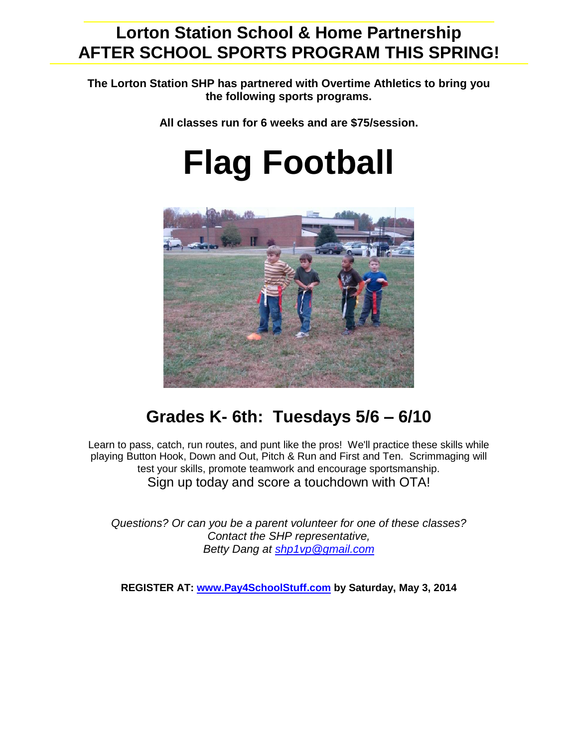# Lorton Station School & Home Partnership
# AFTER SCHOOL SPORTS PROGRAM THIS SPRING!

**The Lorton Station SHP has partnered with Overtime Athletics to bring you the following sports programs.**

**All classes run for 6 weeks and are $75/session.**

# Flag Football

## Grades K- 6th: Tuesdays 5/6 – 6/10

Learn to pass, catch, run routes, and punt like the pros! We'll practice these skills while playing Button Hook, Down and Out, Pitch & Run and First and Ten. Scrimmaging will test your skills, promote teamwork and encourage sportsmanship.

Sign up today and score a touchdown with OTA!

*Questions? Or can you be a parent volunteer for one of these classes?*
*Contact the SHP representative,*
*Betty Dang at shp1vp@gmail.com*

**REGISTER AT: www.Pay4SchoolStuff.com by Saturday, May 3, 2014**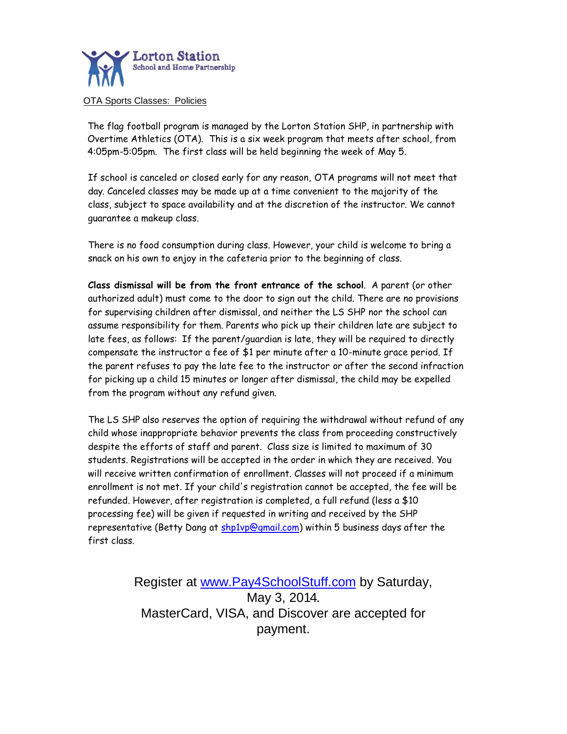Lorton Station
School and Home Partnership

OTA Sports Classes: Policies

The flag football program is managed by the Lorton Station SHP, in partnership with Overtime Athletics (OTA). This is a six week program that meets after school, from 4:05pm-5:05pm. The first class will be held beginning the week of May 5.

If school is canceled or closed early for any reason, OTA programs will not meet that day. Canceled classes may be made up at a time convenient to the majority of the class, subject to space availability and at the discretion of the instructor. We cannot guarantee a makeup class.

There is no food consumption during class. However, your child is welcome to bring a snack on his own to enjoy in the cafeteria prior to the beginning of class.

**Class dismissal will be from the front entrance of the school.** A parent (or other authorized adult) must come to the door to sign out the child. There are no provisions for supervising children after dismissal, and neither the LS SHP nor the school can assume responsibility for them. Parents who pick up their children late are subject to late fees, as follows: If the parent/guardian is late, they will be required to directly compensate the instructor a fee of $1 per minute after a 10-minute grace period. If the parent refuses to pay the late fee to the instructor or after the second infraction for picking up a child 15 minutes or longer after dismissal, the child may be expelled from the program without any refund given.

The LS SHP also reserves the option of requiring the withdrawal without refund of any child whose inappropriate behavior prevents the class from proceeding constructively despite the efforts of staff and parent. Class size is limited to maximum of 30 students. Registrations will be accepted in the order in which they are received. You will receive written confirmation of enrollment. Classes will not proceed if a minimum enrollment is not met. If your child's registration cannot be accepted, the fee will be refunded. However, after registration is completed, a full refund (less a $10 processing fee) will be given if requested in writing and received by the SHP representative (Betty Dang at shp1vp@gmail.com) within 5 business days after the first class.

Register at www.Pay4SchoolStuff.com by Saturday, May 3, 2014.
MasterCard, VISA, and Discover are accepted for payment.